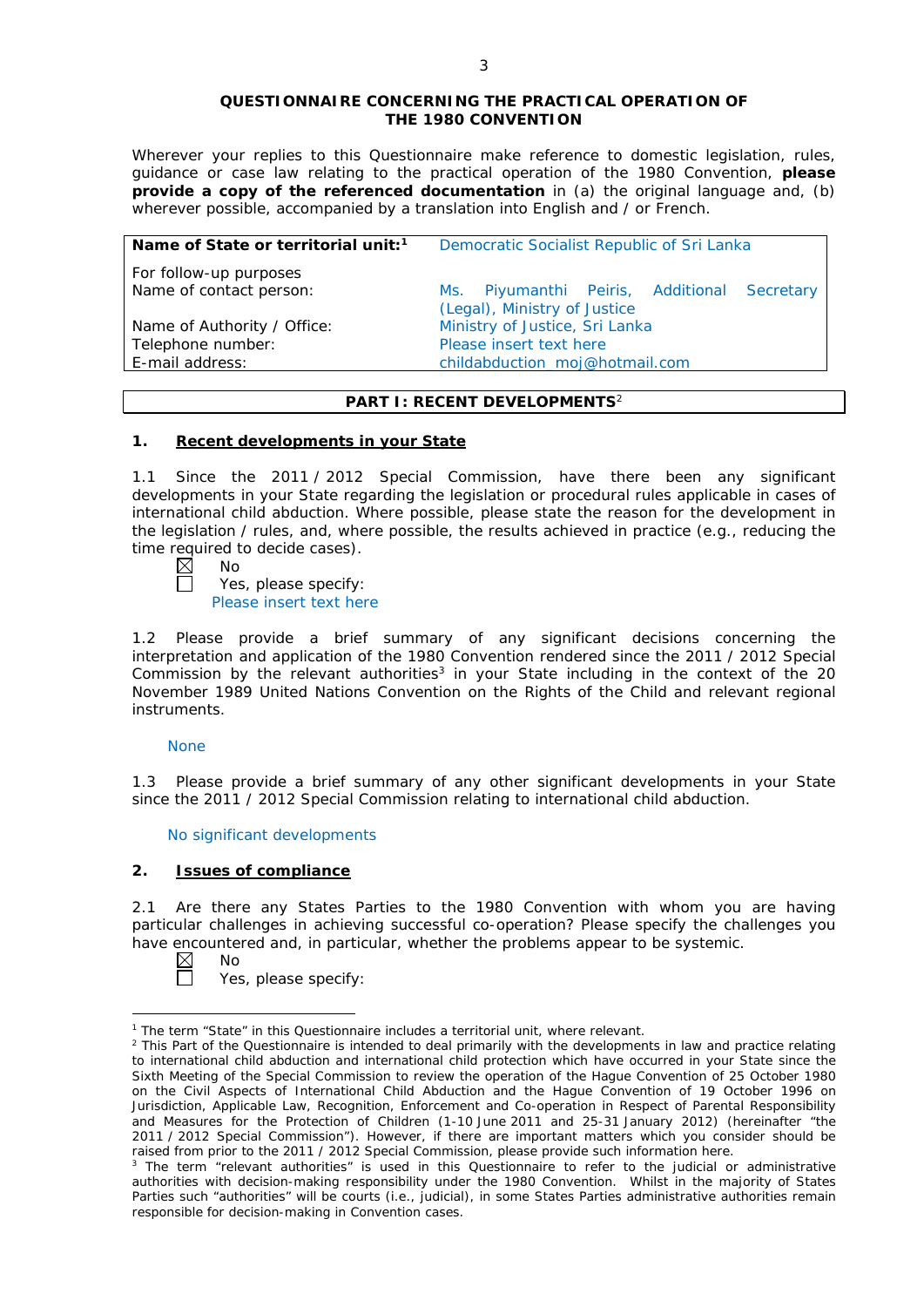**QUESTIONNAIRE CONCERNING THE PRACTICAL OPERATION OF THE 1980 CONVENTION**

Wherever your replies to this Questionnaire make reference to domestic legislation, rules, guidance or case law relating to the practical operation of the 1980 Convention, **please provide a copy of the referenced documentation** in (a) the original language and, (b) wherever possible, accompanied by a translation into English and / or French.

| **Name of State or territorial unit:**[1] | Democratic Socialist Republic of Sri Lanka |
|---|---|
| For follow-up purposes<br>Name of contact person: | Ms. Piyumanthi Peiris, Additional Secretary (Legal), Ministry of Justice |
| Name of Authority / Office: | Ministry of Justice, Sri Lanka |
| Telephone number: | Please insert text here |
| E-mail address: | childabduction_moj@hotmail.com |

## PART I: RECENT DEVELOPMENTS[2]

### 1. Recent developments in your State

1.1 Since the 2011 / 2012 Special Commission, have there been any significant developments in your State regarding the legislation or procedural rules applicable in cases of international child abduction. Where possible, please state the reason for the development in the legislation / rules, and, where possible, the results achieved in practice (e.g., reducing the time required to decide cases).

☒ No

☐ Yes, please specify:

Please insert text here

1.2 Please provide a brief summary of any significant decisions concerning the interpretation and application of the 1980 Convention rendered since the 2011 / 2012 Special Commission by the relevant authorities[3] in your State including in the context of the 20 November 1989 United Nations Convention on the Rights of the Child and relevant regional instruments.

None

1.3 Please provide a brief summary of any other significant developments in your State since the 2011 / 2012 Special Commission relating to international child abduction.

No significant developments

### 2. Issues of compliance

2.1 Are there any States Parties to the 1980 Convention with whom you are having particular challenges in achieving successful co-operation? Please specify the challenges you have encountered and, in particular, whether the problems appear to be systemic.

☒ No

☐ Yes, please specify:

---

[1] The term "State" in this Questionnaire includes a territorial unit, where relevant.

[2] This Part of the Questionnaire is intended to deal primarily with the developments in law and practice relating to international child abduction and international child protection which have occurred in your State since the Sixth Meeting of the Special Commission to review the operation of the Hague Convention of 25 October 1980 on the Civil Aspects of International Child Abduction and the Hague Convention of 19 October 1996 on Jurisdiction, Applicable Law, Recognition, Enforcement and Co-operation in Respect of Parental Responsibility and Measures for the Protection of Children (1-10 June 2011 and 25-31 January 2012) (hereinafter "the 2011 / 2012 Special Commission"). However, if there are important matters which you consider should be raised from prior to the 2011 / 2012 Special Commission, please provide such information here.

[3] The term "relevant authorities" is used in this Questionnaire to refer to the judicial or administrative authorities with decision-making responsibility under the 1980 Convention. Whilst in the majority of States Parties such "authorities" will be courts (i.e., judicial), in some States Parties administrative authorities remain responsible for decision-making in Convention cases.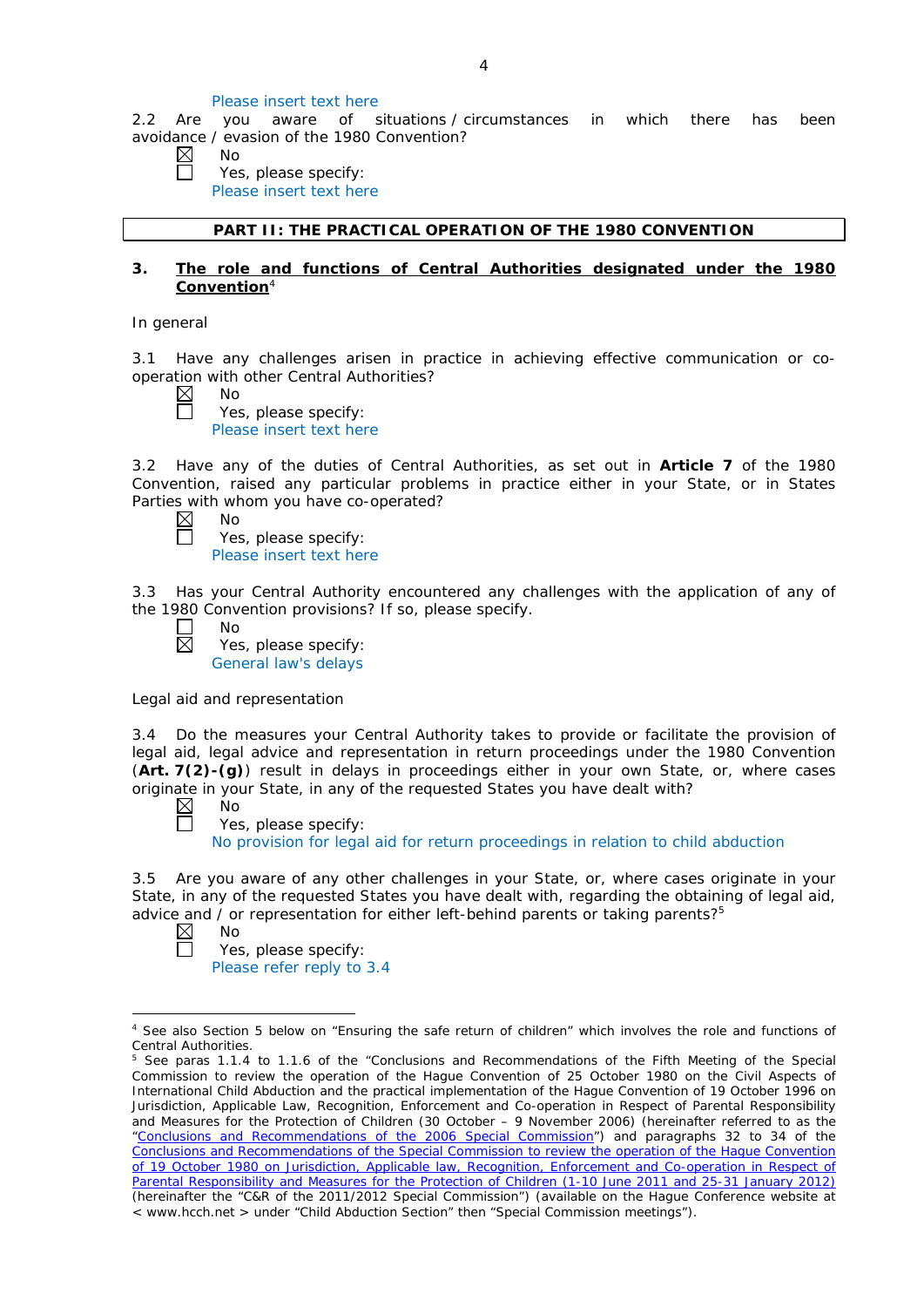Please insert text here

2.2 Are you aware of situations / circumstances in which there has been avoidance / evasion of the 1980 Convention?

☒ No
☐ Yes, please specify:
Please insert text here

**PART II: THE PRACTICAL OPERATION OF THE 1980 CONVENTION**

### 3. The role and functions of Central Authorities designated under the 1980 Convention[4]

In general

3.1 Have any challenges arisen in practice in achieving effective communication or co-operation with other Central Authorities?

☒ No
☐ Yes, please specify:
Please insert text here

3.2 Have any of the duties of Central Authorities, as set out in **Article 7** of the 1980 Convention, raised any particular problems in practice either in your State, or in States Parties with whom you have co-operated?

☒ No
☐ Yes, please specify:
Please insert text here

3.3 Has your Central Authority encountered any challenges with the application of any of the 1980 Convention provisions? If so, please specify.

☐ No
☒ Yes, please specify:
General law's delays

Legal aid and representation

3.4 Do the measures your Central Authority takes to provide or facilitate the provision of legal aid, legal advice and representation in return proceedings under the 1980 Convention (**Art. 7(2)-(g)**) result in delays in proceedings either in your own State, or, where cases originate in your State, in any of the requested States you have dealt with?

☒ No
☐ Yes, please specify:
No provision for legal aid for return proceedings in relation to child abduction

3.5 Are you aware of any other challenges in your State, or, where cases originate in your State, in any of the requested States you have dealt with, regarding the obtaining of legal aid, advice and / or representation for either left-behind parents or taking parents?[5]

☒ No
☐ Yes, please specify:
Please refer reply to 3.4

---

[4] See also Section 5 below on "Ensuring the safe return of children" which involves the role and functions of Central Authorities.

[5] See paras 1.1.4 to 1.1.6 of the "Conclusions and Recommendations of the Fifth Meeting of the Special Commission to review the operation of the Hague Convention of 25 October 1980 on the Civil Aspects of International Child Abduction and the practical implementation of the Hague Convention of 19 October 1996 on Jurisdiction, Applicable Law, Recognition, Enforcement and Co-operation in Respect of Parental Responsibility and Measures for the Protection of Children (30 October – 9 November 2006) (hereinafter referred to as the "Conclusions and Recommendations of the 2006 Special Commission") and paragraphs 32 to 34 of the Conclusions and Recommendations of the Special Commission to review the operation of the Hague Convention of 19 October 1980 on Jurisdiction, Applicable law, Recognition, Enforcement and Co-operation in Respect of Parental Responsibility and Measures for the Protection of Children (1-10 June 2011 and 25-31 January 2012) (hereinafter the "C&R of the 2011/2012 Special Commission") (available on the Hague Conference website at < www.hcch.net > under "Child Abduction Section" then "Special Commission meetings").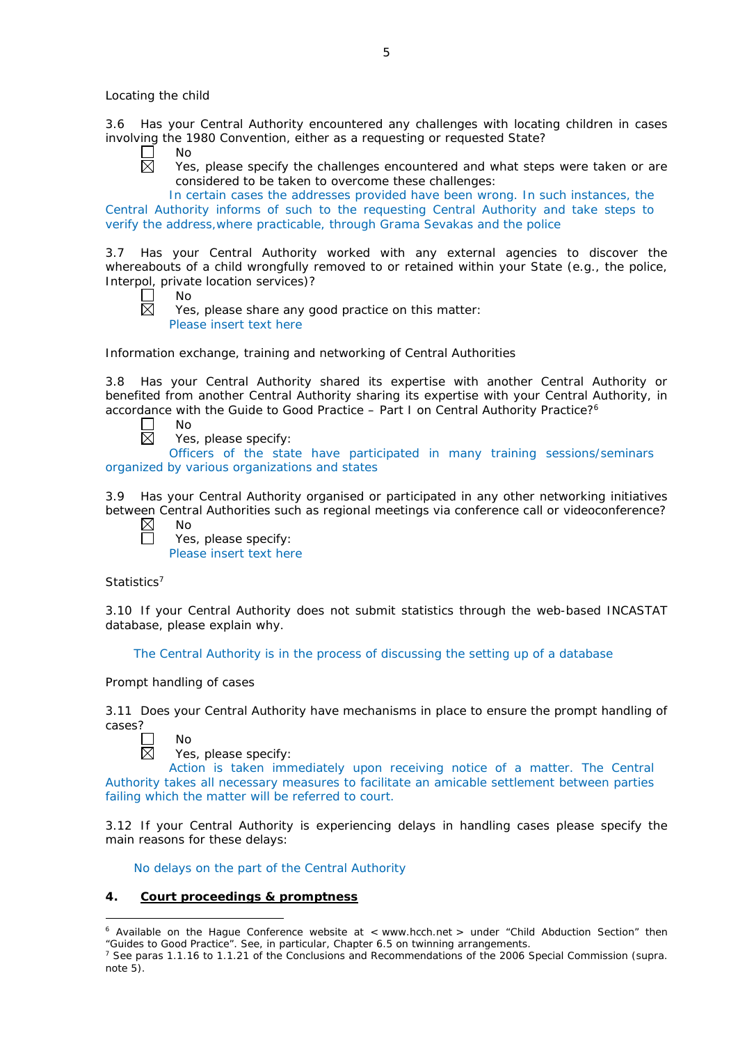Locating the child

3.6 Has your Central Authority encountered any challenges with locating children in cases involving the 1980 Convention, either as a requesting or requested State?

☐ No

☒ Yes, please specify the challenges encountered and what steps were taken or are considered to be taken to overcome these challenges:

In certain cases the addresses provided have been wrong. In such instances, the Central Authority informs of such to the requesting Central Authority and take steps to verify the address,where practicable, through Grama Sevakas and the police

3.7 Has your Central Authority worked with any external agencies to discover the whereabouts of a child wrongfully removed to or retained within your State (e.g., the police, Interpol, private location services)?

☐ No

☒ Yes, please share any good practice on this matter:

Please insert text here

Information exchange, training and networking of Central Authorities

3.8 Has your Central Authority shared its expertise with another Central Authority or benefited from another Central Authority sharing its expertise with your Central Authority, in accordance with the Guide to Good Practice – Part I on Central Authority Practice?[6]

☐ No

☒ Yes, please specify:

Officers of the state have participated in many training sessions/seminars organized by various organizations and states

3.9 Has your Central Authority organised or participated in any other networking initiatives between Central Authorities such as regional meetings via conference call or videoconference?

☒ No

☐ Yes, please specify:

Please insert text here

Statistics[7]

3.10 If your Central Authority does not submit statistics through the web-based INCASTAT database, please explain why.

The Central Authority is in the process of discussing the setting up of a database

Prompt handling of cases

3.11 Does your Central Authority have mechanisms in place to ensure the prompt handling of cases?

☐ No

☒ Yes, please specify:

Action is taken immediately upon receiving notice of a matter. The Central Authority takes all necessary measures to facilitate an amicable settlement between parties failing which the matter will be referred to court.

3.12 If your Central Authority is experiencing delays in handling cases please specify the main reasons for these delays:

No delays on the part of the Central Authority

## 4. Court proceedings & promptness

---

[6] Available on the Hague Conference website at < www.hcch.net > under "Child Abduction Section" then "Guides to Good Practice". See, in particular, Chapter 6.5 on twinning arrangements.

[7] See paras 1.1.16 to 1.1.21 of the Conclusions and Recommendations of the 2006 Special Commission (supra. note 5).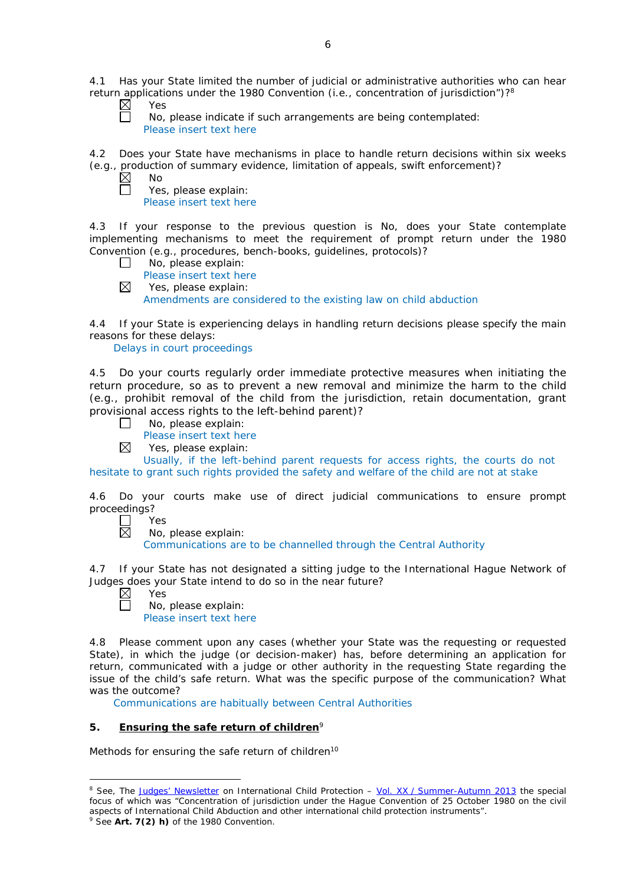4.1 Has your State limited the number of judicial or administrative authorities who can hear return applications under the 1980 Convention (i.e., concentration of jurisdiction")?[8]

☒ Yes

☐ No, please indicate if such arrangements are being contemplated:
Please insert text here

4.2 Does your State have mechanisms in place to handle return decisions within six weeks (e.g., production of summary evidence, limitation of appeals, swift enforcement)?

☒ No

☐ Yes, please explain:
Please insert text here

4.3 If your response to the previous question is No, does your State contemplate implementing mechanisms to meet the requirement of prompt return under the 1980 Convention (e.g., procedures, bench-books, guidelines, protocols)?

☐ No, please explain:
Please insert text here

☒ Yes, please explain:
Amendments are considered to the existing law on child abduction

4.4 If your State is experiencing delays in handling return decisions please specify the main reasons for these delays:
Delays in court proceedings

4.5 Do your courts regularly order immediate protective measures when initiating the return procedure, so as to prevent a new removal and minimize the harm to the child (e.g., prohibit removal of the child from the jurisdiction, retain documentation, grant provisional access rights to the left-behind parent)?

☐ No, please explain:
Please insert text here

☒ Yes, please explain:
Usually, if the left-behind parent requests for access rights, the courts do not hesitate to grant such rights provided the safety and welfare of the child are not at stake

4.6 Do your courts make use of direct judicial communications to ensure prompt proceedings?

☐ Yes

☒ No, please explain:
Communications are to be channelled through the Central Authority

4.7 If your State has not designated a sitting judge to the International Hague Network of Judges does your State intend to do so in the near future?

☒ Yes

☐ No, please explain:
Please insert text here

4.8 Please comment upon any cases (whether your State was the requesting or requested State), in which the judge (or decision-maker) has, before determining an application for return, communicated with a judge or other authority in the requesting State regarding the issue of the child's safe return. What was the specific purpose of the communication? What was the outcome?
Communications are habitually between Central Authorities

## 5. Ensuring the safe return of children[9]

Methods for ensuring the safe return of children[10]

---

[8] See, The Judges' Newsletter on International Child Protection – Vol. XX / Summer-Autumn 2013 the special focus of which was "Concentration of jurisdiction under the Hague Convention of 25 October 1980 on the civil aspects of International Child Abduction and other international child protection instruments".

[9] See **Art. 7(2) h)** of the 1980 Convention.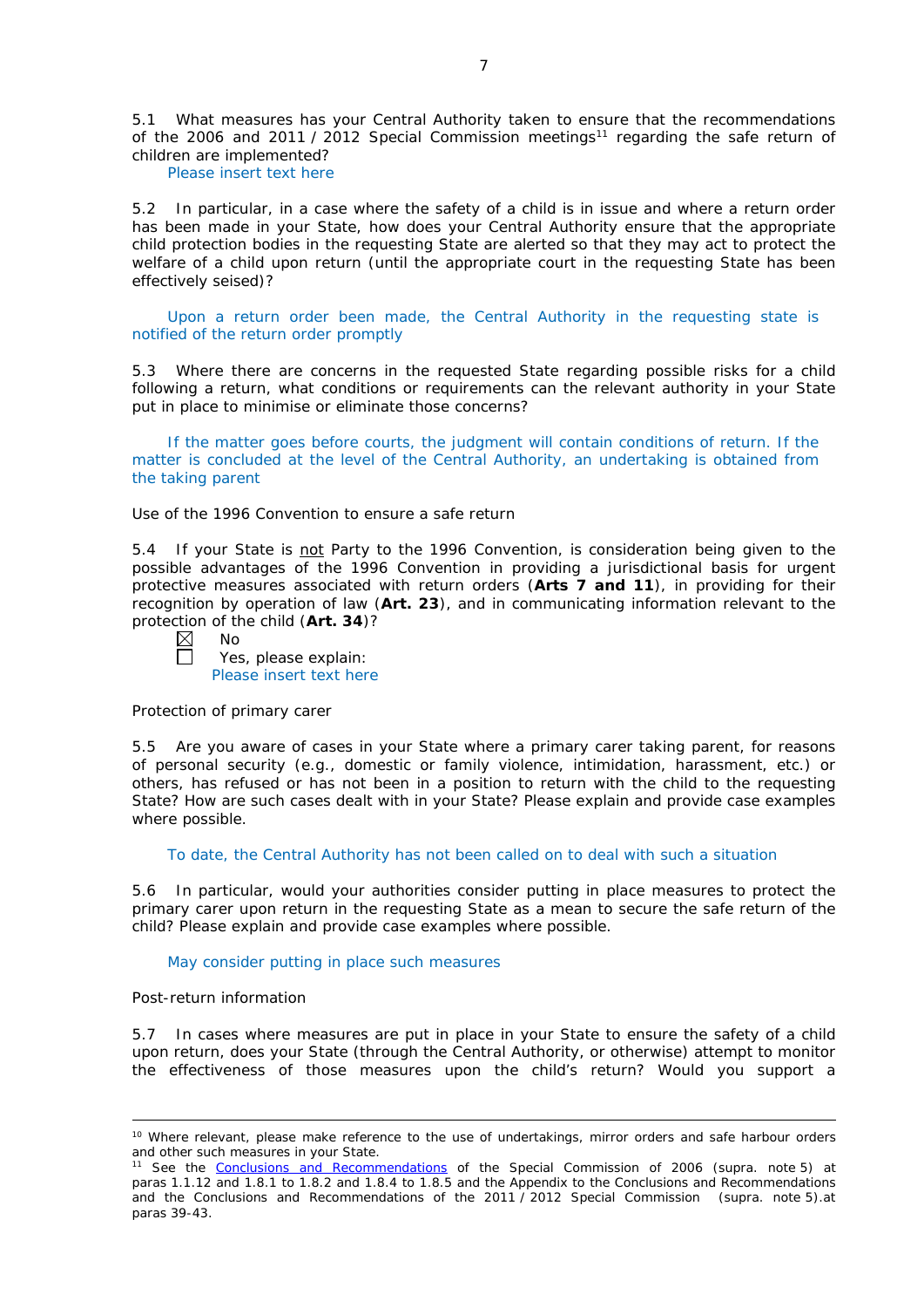5.1 What measures has your Central Authority taken to ensure that the recommendations of the 2006 and 2011 / 2012 Special Commission meetings[11] regarding the safe return of children are implemented?

Please insert text here

5.2 In particular, in a case where the safety of a child is in issue and where a return order has been made in your State, how does your Central Authority ensure that the appropriate child protection bodies in the requesting State are alerted so that they may act to protect the welfare of a child upon return (until the appropriate court in the requesting State has been effectively seised)?

Upon a return order been made, the Central Authority in the requesting state is notified of the return order promptly

5.3 Where there are concerns in the requested State regarding possible risks for a child following a return, what conditions or requirements can the relevant authority in your State put in place to minimise or eliminate those concerns?

If the matter goes before courts, the judgment will contain conditions of return. If the matter is concluded at the level of the Central Authority, an undertaking is obtained from the taking parent

Use of the 1996 Convention to ensure a safe return

5.4 If your State is not Party to the 1996 Convention, is consideration being given to the possible advantages of the 1996 Convention in providing a jurisdictional basis for urgent protective measures associated with return orders (**Arts 7 and 11**), in providing for their recognition by operation of law (**Art. 23**), and in communicating information relevant to the protection of the child (**Art. 34**)?

☒ No

☐ Yes, please explain:

Please insert text here

Protection of primary carer

5.5 Are you aware of cases in your State where a primary carer taking parent, for reasons of personal security (e.g., domestic or family violence, intimidation, harassment, etc.) or others, has refused or has not been in a position to return with the child to the requesting State? How are such cases dealt with in your State? Please explain and provide case examples where possible.

To date, the Central Authority has not been called on to deal with such a situation

5.6 In particular, would your authorities consider putting in place measures to protect the primary carer upon return in the requesting State as a mean to secure the safe return of the child? Please explain and provide case examples where possible.

May consider putting in place such measures

Post-return information

5.7 In cases where measures are put in place in your State to ensure the safety of a child upon return, does your State (through the Central Authority, or otherwise) attempt to monitor the effectiveness of those measures upon the child's return? Would you support a

---

[10] Where relevant, please make reference to the use of undertakings, mirror orders and safe harbour orders and other such measures in your State.

[11] See the Conclusions and Recommendations of the Special Commission of 2006 (supra. note 5) at paras 1.1.12 and 1.8.1 to 1.8.2 and 1.8.4 to 1.8.5 and the Appendix to the Conclusions and Recommendations and the Conclusions and Recommendations of the 2011 / 2012 Special Commission (supra. note 5).at paras 39-43.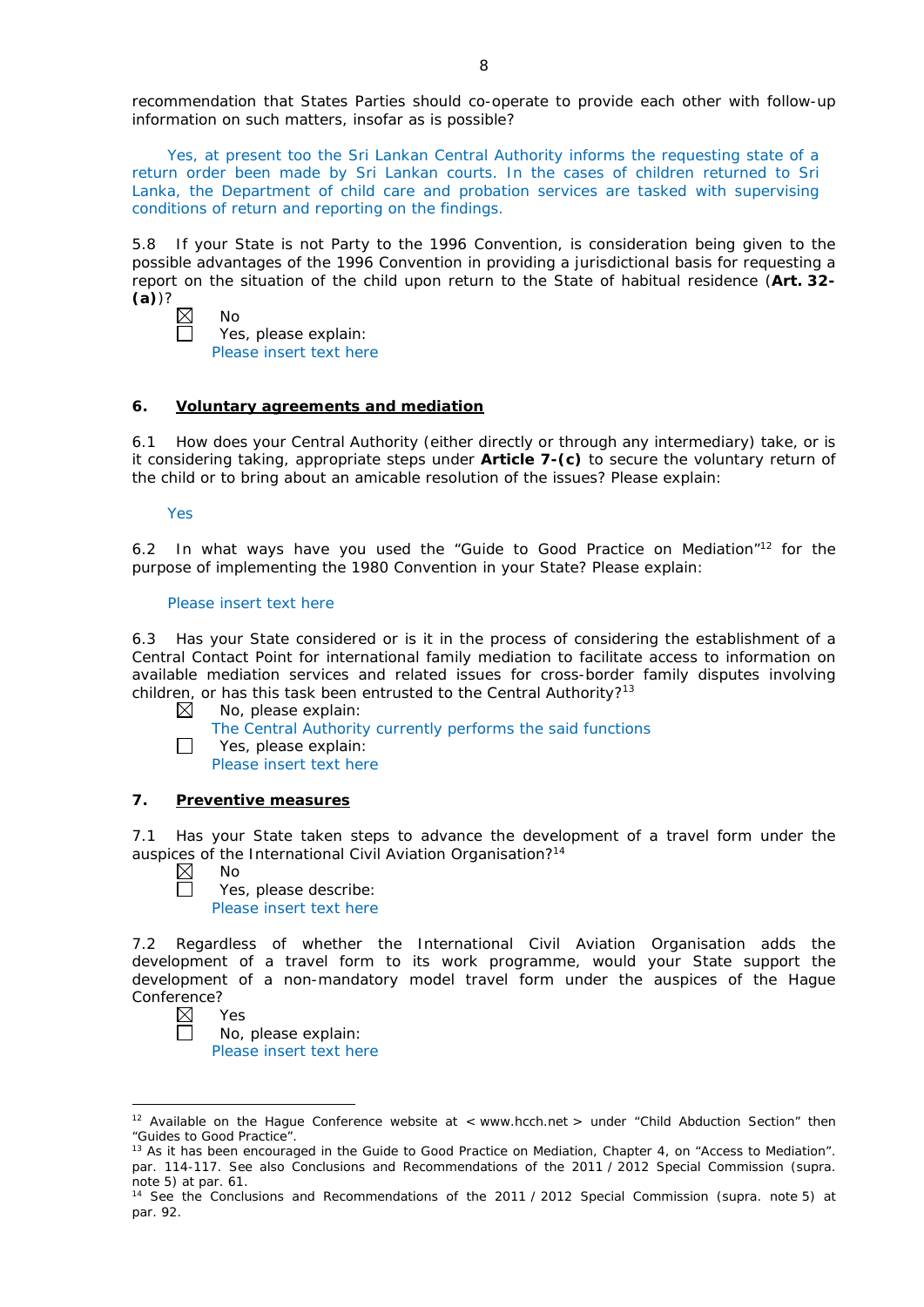recommendation that States Parties should co-operate to provide each other with follow-up information on such matters, insofar as is possible?

Yes, at present too the Sri Lankan Central Authority informs the requesting state of a return order been made by Sri Lankan courts. In the cases of children returned to Sri Lanka, the Department of child care and probation services are tasked with supervising conditions of return and reporting on the findings.

5.8 If your State is not Party to the 1996 Convention, is consideration being given to the possible advantages of the 1996 Convention in providing a jurisdictional basis for requesting a report on the situation of the child upon return to the State of habitual residence (**Art. 32-(a)**)?

☒ No
☐ Yes, please explain:
Please insert text here

## 6. Voluntary agreements and mediation

6.1 How does your Central Authority (either directly or through any intermediary) take, or is it considering taking, appropriate steps under **Article 7-(c)** to secure the voluntary return of the child or to bring about an amicable resolution of the issues? Please explain:

Yes

6.2 In what ways have you used the "Guide to Good Practice on Mediation"[12] for the purpose of implementing the 1980 Convention in your State? Please explain:

Please insert text here

6.3 Has your State considered or is it in the process of considering the establishment of a Central Contact Point for international family mediation to facilitate access to information on available mediation services and related issues for cross-border family disputes involving children, or has this task been entrusted to the Central Authority?[13]

☒ No, please explain:
The Central Authority currently performs the said functions
☐ Yes, please explain:
Please insert text here

## 7. Preventive measures

7.1 Has your State taken steps to advance the development of a travel form under the auspices of the International Civil Aviation Organisation?[14]

☒ No
☐ Yes, please describe:
Please insert text here

7.2 Regardless of whether the International Civil Aviation Organisation adds the development of a travel form to its work programme, would your State support the development of a non-mandatory model travel form under the auspices of the Hague Conference?

☒ Yes
☐ No, please explain:
Please insert text here

---

[12] Available on the Hague Conference website at < www.hcch.net > under "Child Abduction Section" then "Guides to Good Practice".

[13] As it has been encouraged in the Guide to Good Practice on Mediation, Chapter 4, on "Access to Mediation". par. 114-117. See also Conclusions and Recommendations of the 2011 / 2012 Special Commission (supra. note 5) at par. 61.

[14] See the Conclusions and Recommendations of the 2011 / 2012 Special Commission (supra. note 5) at par. 92.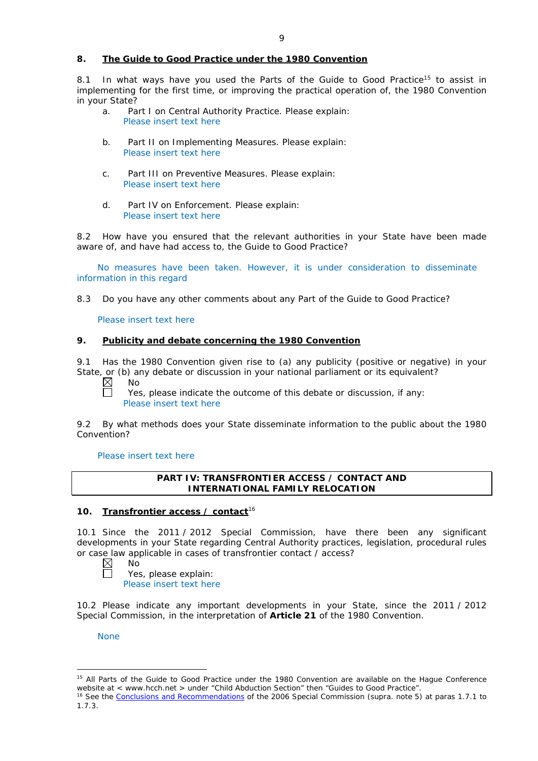## 8. The Guide to Good Practice under the 1980 Convention

8.1 In what ways have you used the Parts of the Guide to Good Practice[15] to assist in implementing for the first time, or improving the practical operation of, the 1980 Convention in your State?

a. Part I on Central Authority Practice. Please explain:
Please insert text here

b. Part II on Implementing Measures. Please explain:
Please insert text here

c. Part III on Preventive Measures. Please explain:
Please insert text here

d. Part IV on Enforcement. Please explain:
Please insert text here

8.2 How have you ensured that the relevant authorities in your State have been made aware of, and have had access to, the Guide to Good Practice?

No measures have been taken. However, it is under consideration to disseminate information in this regard

8.3 Do you have any other comments about any Part of the Guide to Good Practice?

Please insert text here

## 9. Publicity and debate concerning the 1980 Convention

9.1 Has the 1980 Convention given rise to (a) any publicity (positive or negative) in your State, or (b) any debate or discussion in your national parliament or its equivalent?

☒ No
☐ Yes, please indicate the outcome of this debate or discussion, if any:
Please insert text here

9.2 By what methods does your State disseminate information to the public about the 1980 Convention?

Please insert text here

**PART IV: TRANSFRONTIER ACCESS / CONTACT AND INTERNATIONAL FAMILY RELOCATION**

## 10. Transfrontier access / contact[16]

10.1 Since the 2011 / 2012 Special Commission, have there been any significant developments in your State regarding Central Authority practices, legislation, procedural rules or case law applicable in cases of transfrontier contact / access?

☒ No
☐ Yes, please explain:
Please insert text here

10.2 Please indicate any important developments in your State, since the 2011 / 2012 Special Commission, in the interpretation of **Article 21** of the 1980 Convention.

None

---

[15] All Parts of the Guide to Good Practice under the 1980 Convention are available on the Hague Conference website at < www.hcch.net > under "Child Abduction Section" then "Guides to Good Practice".

[16] See the Conclusions and Recommendations of the 2006 Special Commission (supra. note 5) at paras 1.7.1 to 1.7.3.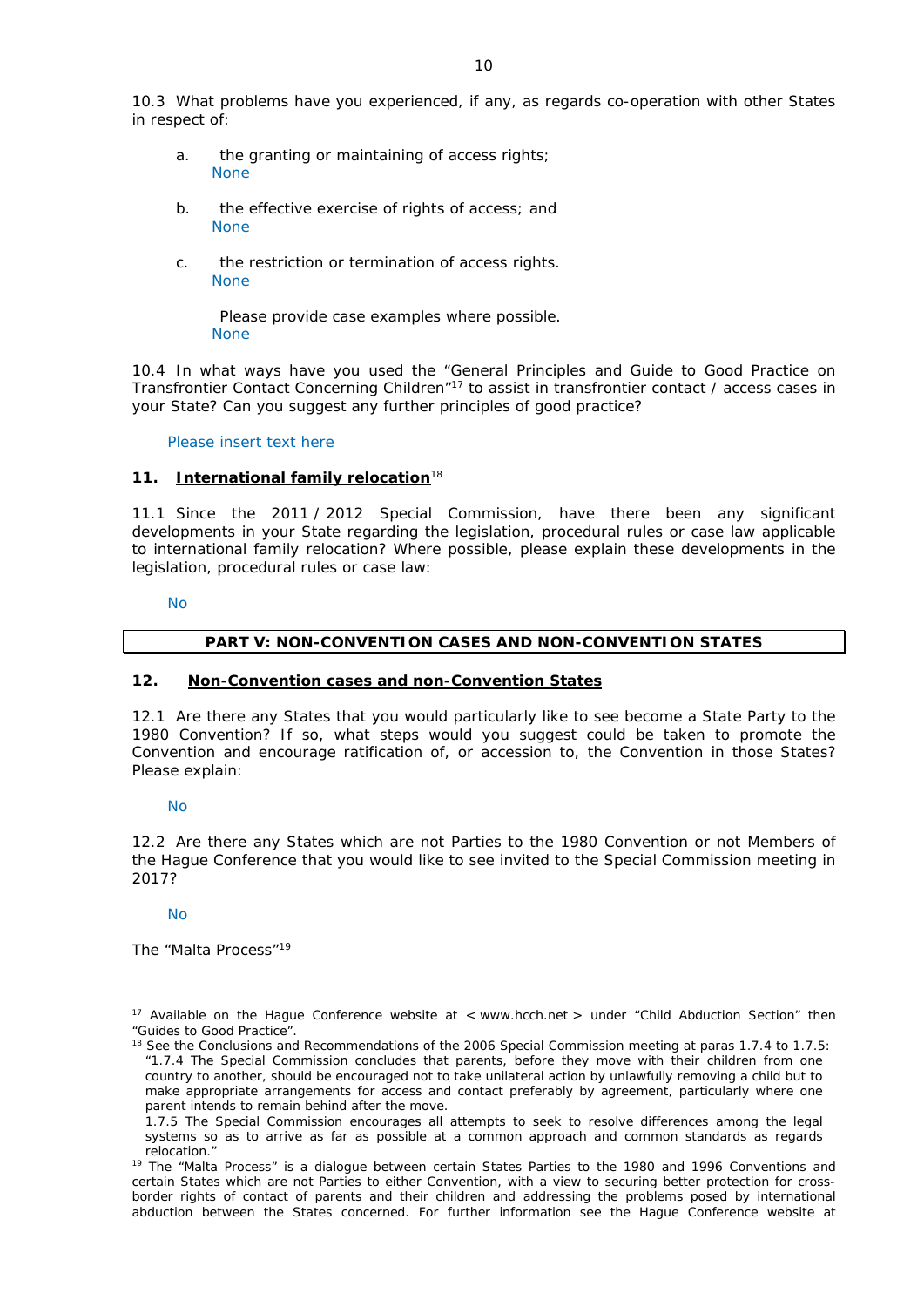10.3 What problems have you experienced, if any, as regards co-operation with other States in respect of:

a. the granting or maintaining of access rights;
   None

b. the effective exercise of rights of access; and
   None

c. the restriction or termination of access rights.
   None

   Please provide case examples where possible.
   None

10.4 In what ways have you used the "General Principles and Guide to Good Practice on Transfrontier Contact Concerning Children"[17] to assist in transfrontier contact / access cases in your State? Can you suggest any further principles of good practice?

Please insert text here

**11. International family relocation**[18]

11.1 Since the 2011 / 2012 Special Commission, have there been any significant developments in your State regarding the legislation, procedural rules or case law applicable to international family relocation? Where possible, please explain these developments in the legislation, procedural rules or case law:

No

## PART V: NON-CONVENTION CASES AND NON-CONVENTION STATES

**12. Non-Convention cases and non-Convention States**

12.1 Are there any States that you would particularly like to see become a State Party to the 1980 Convention? If so, what steps would you suggest could be taken to promote the Convention and encourage ratification of, or accession to, the Convention in those States? Please explain:

No

12.2 Are there any States which are not Parties to the 1980 Convention or not Members of the Hague Conference that you would like to see invited to the Special Commission meeting in 2017?

No

The "Malta Process"[19]

---

[17] Available on the Hague Conference website at < www.hcch.net > under "Child Abduction Section" then "Guides to Good Practice".

[18] See the Conclusions and Recommendations of the 2006 Special Commission meeting at paras 1.7.4 to 1.7.5: "1.7.4 The Special Commission concludes that parents, before they move with their children from one country to another, should be encouraged not to take unilateral action by unlawfully removing a child but to make appropriate arrangements for access and contact preferably by agreement, particularly where one parent intends to remain behind after the move.
1.7.5 The Special Commission encourages all attempts to seek to resolve differences among the legal systems so as to arrive as far as possible at a common approach and common standards as regards relocation."

[19] The "Malta Process" is a dialogue between certain States Parties to the 1980 and 1996 Conventions and certain States which are not Parties to either Convention, with a view to securing better protection for cross-border rights of contact of parents and their children and addressing the problems posed by international abduction between the States concerned. For further information see the Hague Conference website at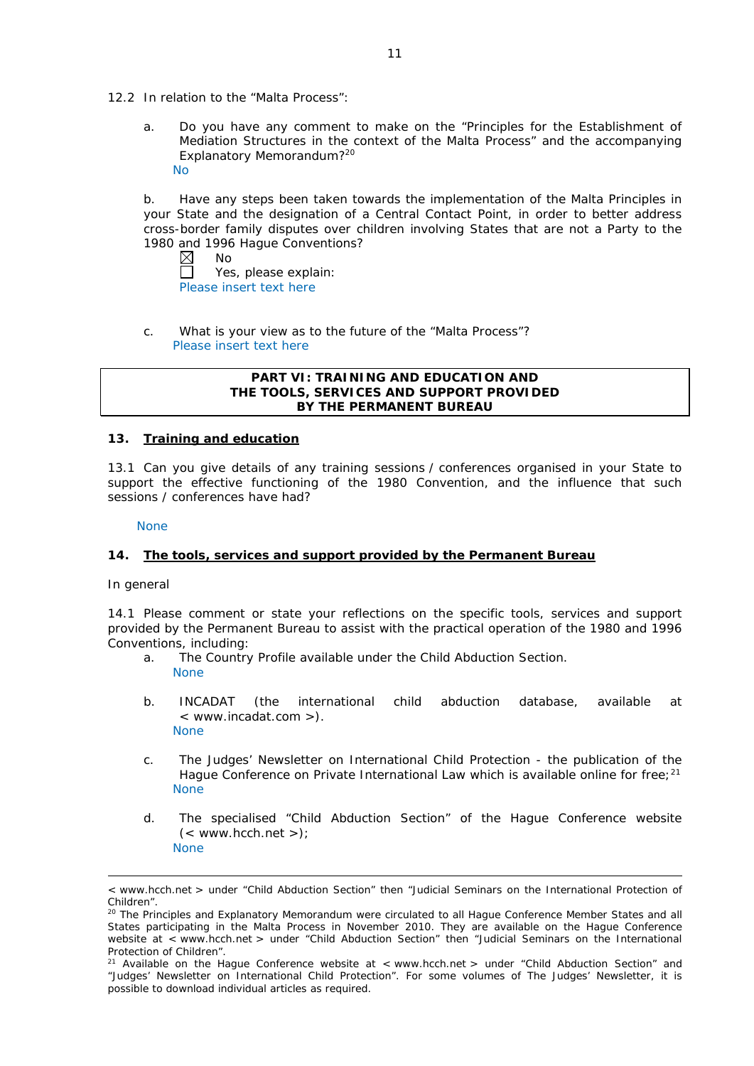12.2 In relation to the "Malta Process":

a. Do you have any comment to make on the "Principles for the Establishment of Mediation Structures in the context of the Malta Process" and the accompanying Explanatory Memorandum?[20]
No

b. Have any steps been taken towards the implementation of the Malta Principles in your State and the designation of a Central Contact Point, in order to better address cross-border family disputes over children involving States that are not a Party to the 1980 and 1996 Hague Conventions?

☒ No
☐ Yes, please explain:
Please insert text here

c. What is your view as to the future of the "Malta Process"?
Please insert text here

**PART VI: TRAINING AND EDUCATION AND THE TOOLS, SERVICES AND SUPPORT PROVIDED BY THE PERMANENT BUREAU**

## 13. Training and education

13.1 Can you give details of any training sessions / conferences organised in your State to support the effective functioning of the 1980 Convention, and the influence that such sessions / conferences have had?

None

## 14. The tools, services and support provided by the Permanent Bureau

In general

14.1 Please comment or state your reflections on the specific tools, services and support provided by the Permanent Bureau to assist with the practical operation of the 1980 and 1996 Conventions, including:

a. The Country Profile available under the Child Abduction Section.
None

b. INCADAT (the international child abduction database, available at < www.incadat.com >).
None

c. The Judges' Newsletter on International Child Protection - the publication of the Hague Conference on Private International Law which is available online for free;[21]
None

d. The specialised "Child Abduction Section" of the Hague Conference website (< www.hcch.net >);
None

---

< www.hcch.net > under "Child Abduction Section" then "Judicial Seminars on the International Protection of Children".

[20] The Principles and Explanatory Memorandum were circulated to all Hague Conference Member States and all States participating in the Malta Process in November 2010. They are available on the Hague Conference website at < www.hcch.net > under "Child Abduction Section" then "Judicial Seminars on the International Protection of Children".

[21] Available on the Hague Conference website at < www.hcch.net > under "Child Abduction Section" and "Judges' Newsletter on International Child Protection". For some volumes of The Judges' Newsletter, it is possible to download individual articles as required.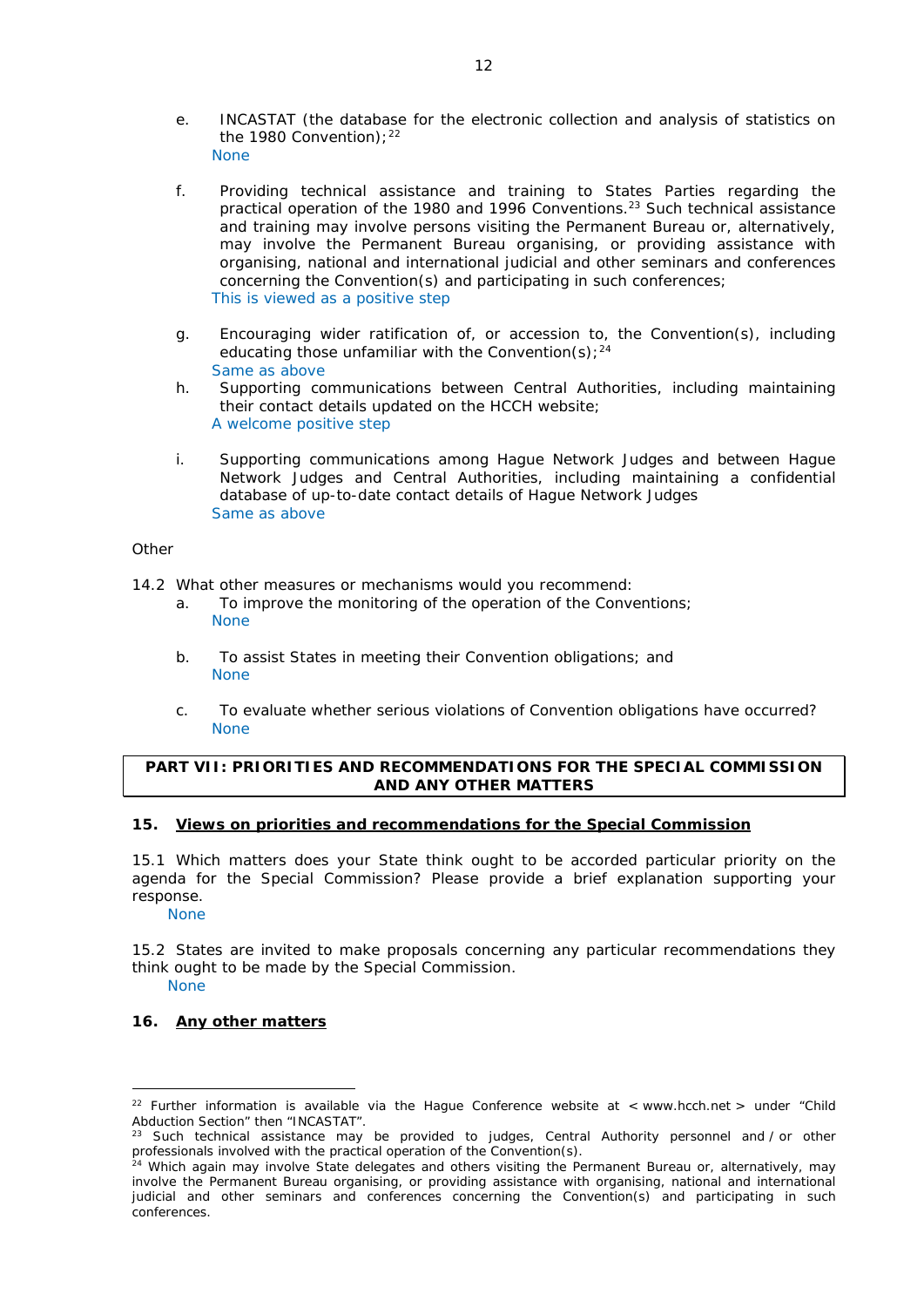e. INCAST​AT (the database for the electronic collection and analysis of statistics on the 1980 Convention);[22]
   None

f. Providing technical assistance and training to States Parties regarding the practical operation of the 1980 and 1996 Conventions.[23] Such technical assistance and training may involve persons visiting the Permanent Bureau or, alternatively, may involve the Permanent Bureau organising, or providing assistance with organising, national and international judicial and other seminars and conferences concerning the Convention(s) and participating in such conferences;
   This is viewed as a positive step

g. Encouraging wider ratification of, or accession to, the Convention(s), including educating those unfamiliar with the Convention(s);[24]
   Same as above

h. Supporting communications between Central Authorities, including maintaining their contact details updated on the HCCH website;
   A welcome positive step

i. Supporting communications among Hague Network Judges and between Hague Network Judges and Central Authorities, including maintaining a confidential database of up-to-date contact details of Hague Network Judges
   Same as above

Other

14.2 What other measures or mechanisms would you recommend:

a. To improve the monitoring of the operation of the Conventions;
   None

b. To assist States in meeting their Convention obligations; and
   None

c. To evaluate whether serious violations of Convention obligations have occurred?
   None

## PART VII: PRIORITIES AND RECOMMENDATIONS FOR THE SPECIAL COMMISSION AND ANY OTHER MATTERS

### 15. Views on priorities and recommendations for the Special Commission

15.1 Which matters does your State think ought to be accorded particular priority on the agenda for the Special Commission? Please provide a brief explanation supporting your response.

None

15.2 States are invited to make proposals concerning any particular recommendations they think ought to be made by the Special Commission.

None

### 16. Any other matters

---

[22] Further information is available via the Hague Conference website at < www.hcch.net > under "Child Abduction Section" then "INCASTAT".

[23] Such technical assistance may be provided to judges, Central Authority personnel and / or other professionals involved with the practical operation of the Convention(s).

[24] Which again may involve State delegates and others visiting the Permanent Bureau or, alternatively, may involve the Permanent Bureau organising, or providing assistance with organising, national and international judicial and other seminars and conferences concerning the Convention(s) and participating in such conferences.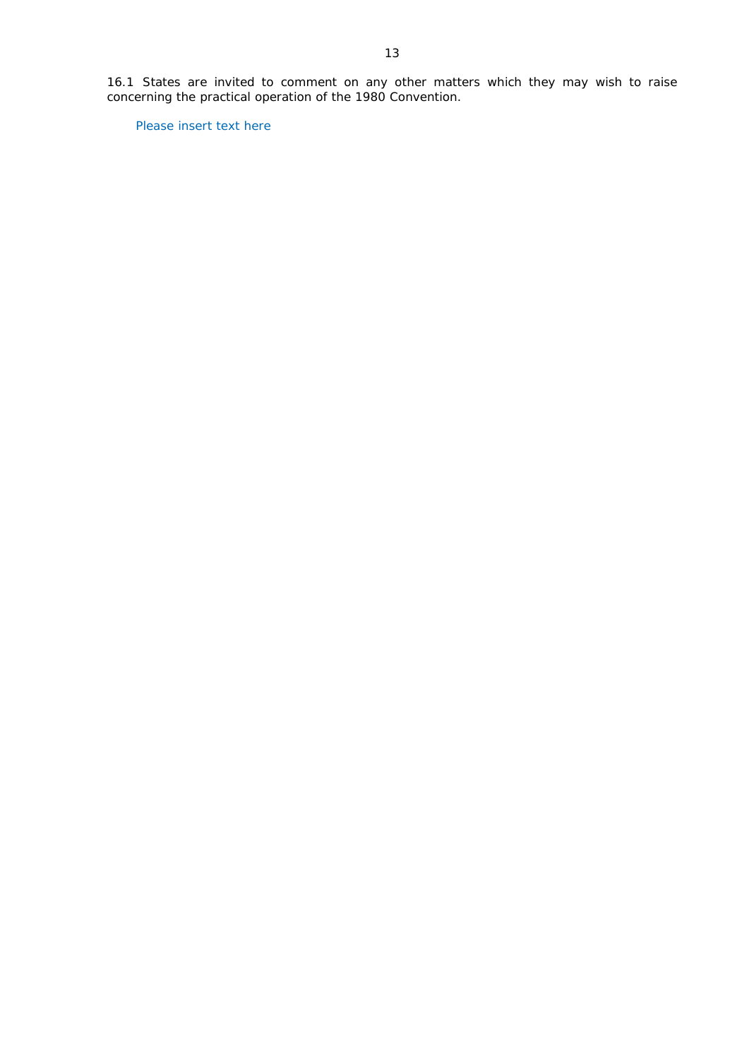16.1 States are invited to comment on any other matters which they may wish to raise concerning the practical operation of the 1980 Convention.

Please insert text here